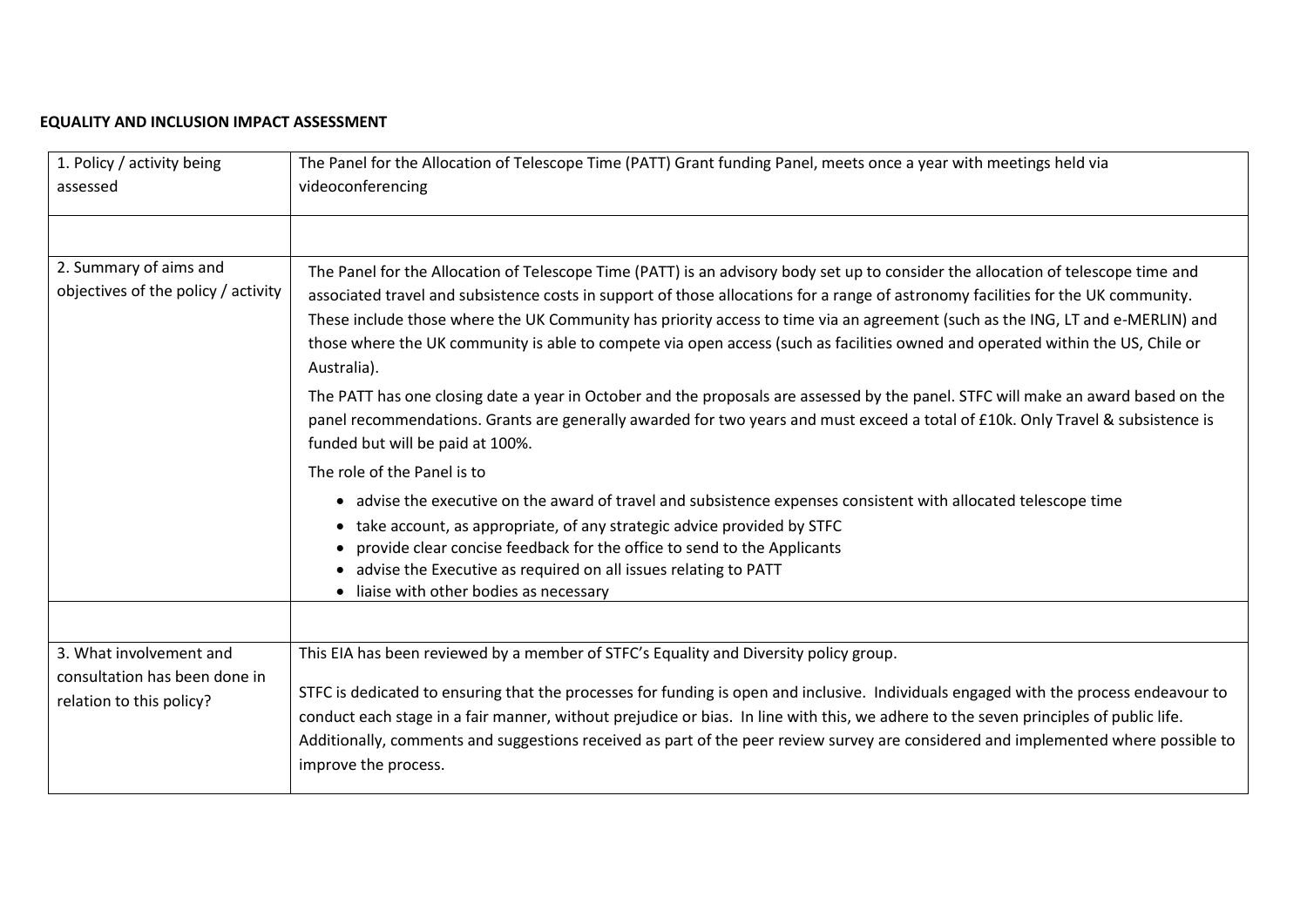**EQUALITY AND INCLUSION IMPACT ASSESSMENT**

| 1. Policy / activity being assessed | The Panel for the Allocation of Telescope Time (PATT) Grant funding Panel, meets once a year with meetings held via videoconferencing |
|---|---|
| | |
| 2. Summary of aims and objectives of the policy / activity | The Panel for the Allocation of Telescope Time (PATT) is an advisory body set up to consider the allocation of telescope time and associated travel and subsistence costs in support of those allocations for a range of astronomy facilities for the UK community. These include those where the UK Community has priority access to time via an agreement (such as the ING, LT and e-MERLIN) and those where the UK community is able to compete via open access (such as facilities owned and operated within the US, Chile or Australia).<br><br>The PATT has one closing date a year in October and the proposals are assessed by the panel. STFC will make an award based on the panel recommendations. Grants are generally awarded for two years and must exceed a total of £10k. Only Travel & subsistence is funded but will be paid at 100%.<br><br>The role of the Panel is to<br><br>• advise the executive on the award of travel and subsistence expenses consistent with allocated telescope time<br>• take account, as appropriate, of any strategic advice provided by STFC<br>• provide clear concise feedback for the office to send to the Applicants<br>• advise the Executive as required on all issues relating to PATT<br>• liaise with other bodies as necessary |
| | |
| 3. What involvement and consultation has been done in relation to this policy? | This EIA has been reviewed by a member of STFC's Equality and Diversity policy group.<br><br>STFC is dedicated to ensuring that the processes for funding is open and inclusive. Individuals engaged with the process endeavour to conduct each stage in a fair manner, without prejudice or bias. In line with this, we adhere to the seven principles of public life. Additionally, comments and suggestions received as part of the peer review survey are considered and implemented where possible to improve the process. |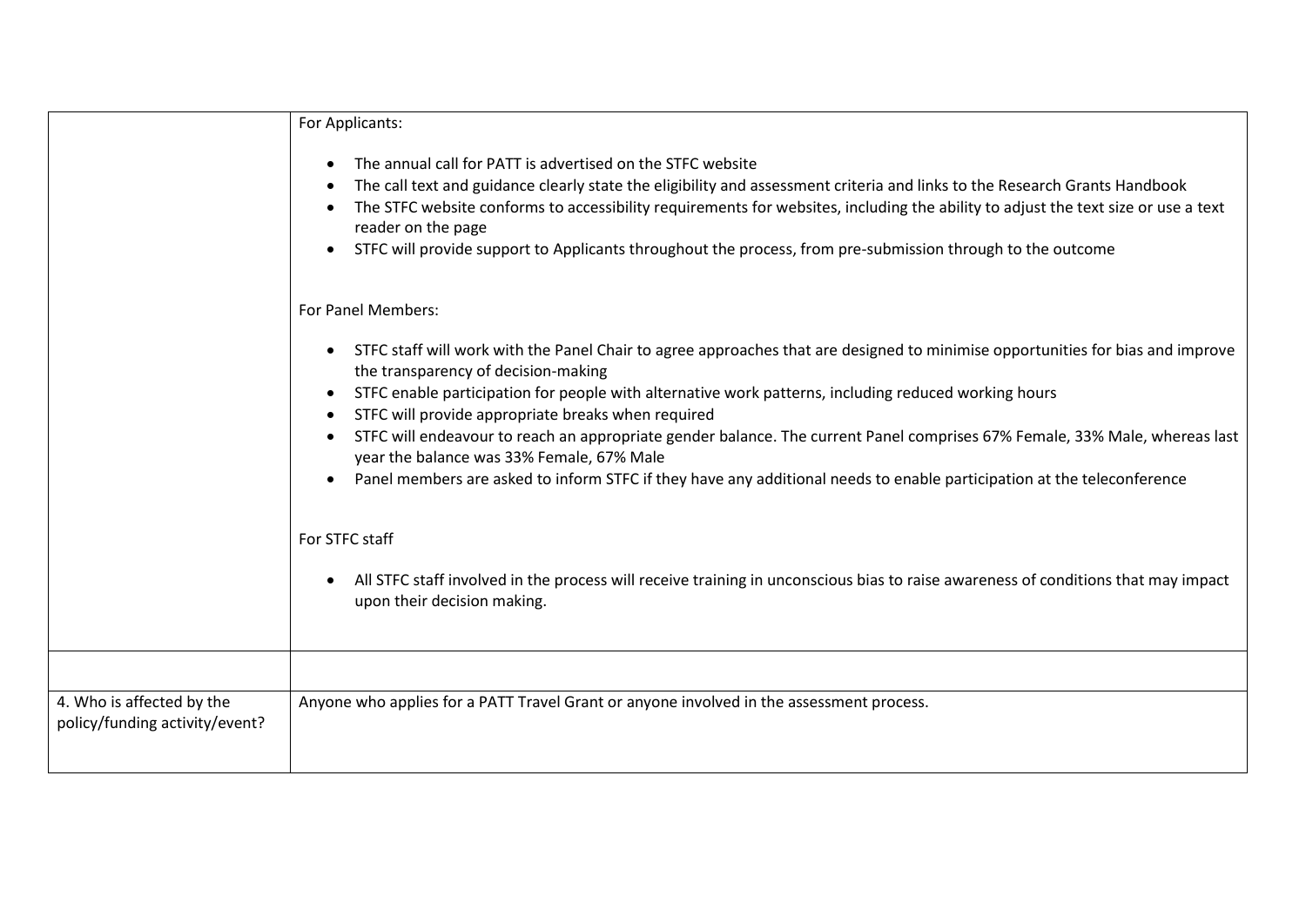|  |  |
|---|---|
|  | For Applicants:<br><br>• The annual call for PATT is advertised on the STFC website<br>• The call text and guidance clearly state the eligibility and assessment criteria and links to the Research Grants Handbook<br>• The STFC website conforms to accessibility requirements for websites, including the ability to adjust the text size or use a text reader on the page<br>• STFC will provide support to Applicants throughout the process, from pre-submission through to the outcome<br><br>For Panel Members:<br><br>• STFC staff will work with the Panel Chair to agree approaches that are designed to minimise opportunities for bias and improve the transparency of decision-making<br>• STFC enable participation for people with alternative work patterns, including reduced working hours<br>• STFC will provide appropriate breaks when required<br>• STFC will endeavour to reach an appropriate gender balance. The current Panel comprises 67% Female, 33% Male, whereas last year the balance was 33% Female, 67% Male<br>• Panel members are asked to inform STFC if they have any additional needs to enable participation at the teleconference<br><br>For STFC staff<br><br>• All STFC staff involved in the process will receive training in unconscious bias to raise awareness of conditions that may impact upon their decision making. |
|  |  |
| 4. Who is affected by the policy/funding activity/event? | Anyone who applies for a PATT Travel Grant or anyone involved in the assessment process. |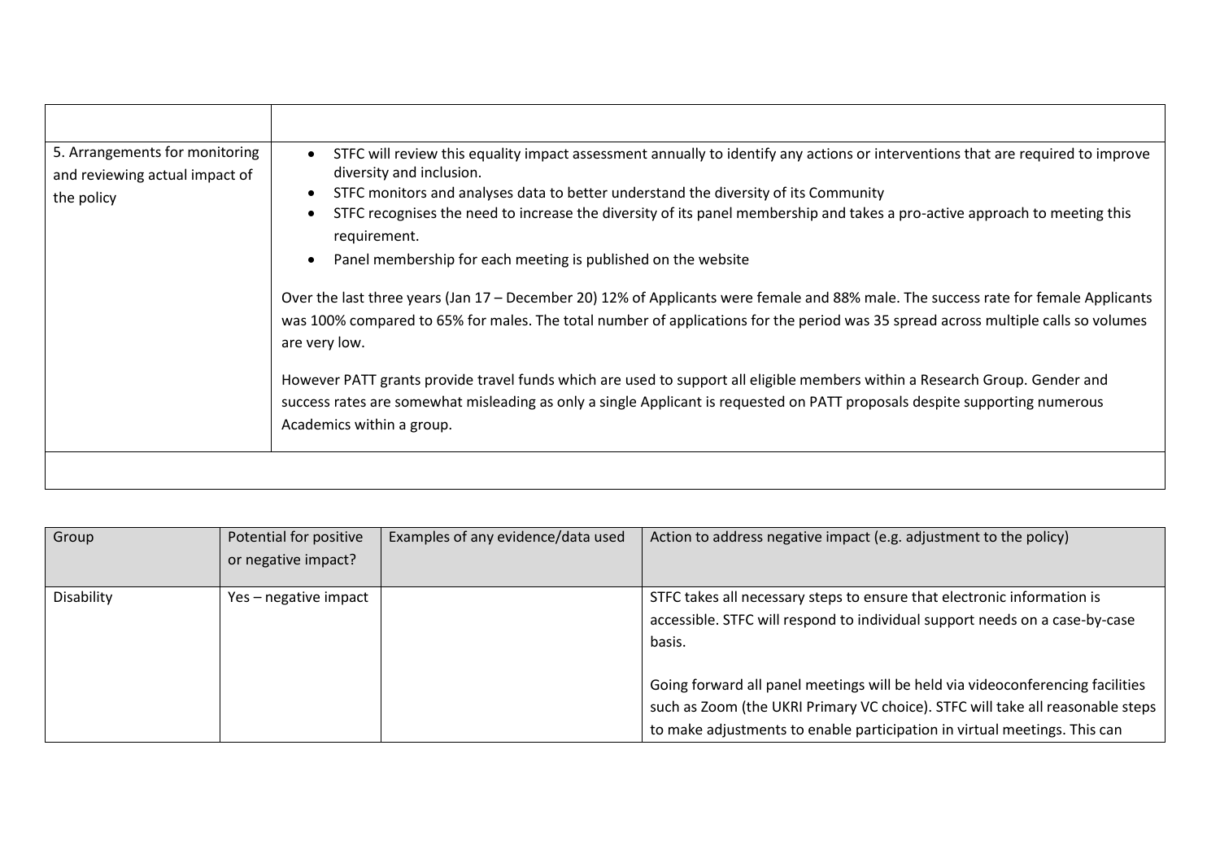| | |
|---|---|
| | |
| 5. Arrangements for monitoring and reviewing actual impact of the policy | • STFC will review this equality impact assessment annually to identify any actions or interventions that are required to improve diversity and inclusion.<br>• STFC monitors and analyses data to better understand the diversity of its Community<br>• STFC recognises the need to increase the diversity of its panel membership and takes a pro-active approach to meeting this requirement.<br>• Panel membership for each meeting is published on the website<br><br>Over the last three years (Jan 17 – December 20) 12% of Applicants were female and 88% male. The success rate for female Applicants was 100% compared to 65% for males. The total number of applications for the period was 35 spread across multiple calls so volumes are very low.<br><br>However PATT grants provide travel funds which are used to support all eligible members within a Research Group. Gender and success rates are somewhat misleading as only a single Applicant is requested on PATT proposals despite supporting numerous Academics within a group. |
| | |

| Group | Potential for positive or negative impact? | Examples of any evidence/data used | Action to address negative impact (e.g. adjustment to the policy) |
|---|---|---|---|
| Disability | Yes – negative impact | | STFC takes all necessary steps to ensure that electronic information is accessible. STFC will respond to individual support needs on a case-by-case basis.<br><br>Going forward all panel meetings will be held via videoconferencing facilities such as Zoom (the UKRI Primary VC choice). STFC will take all reasonable steps to make adjustments to enable participation in virtual meetings. This can |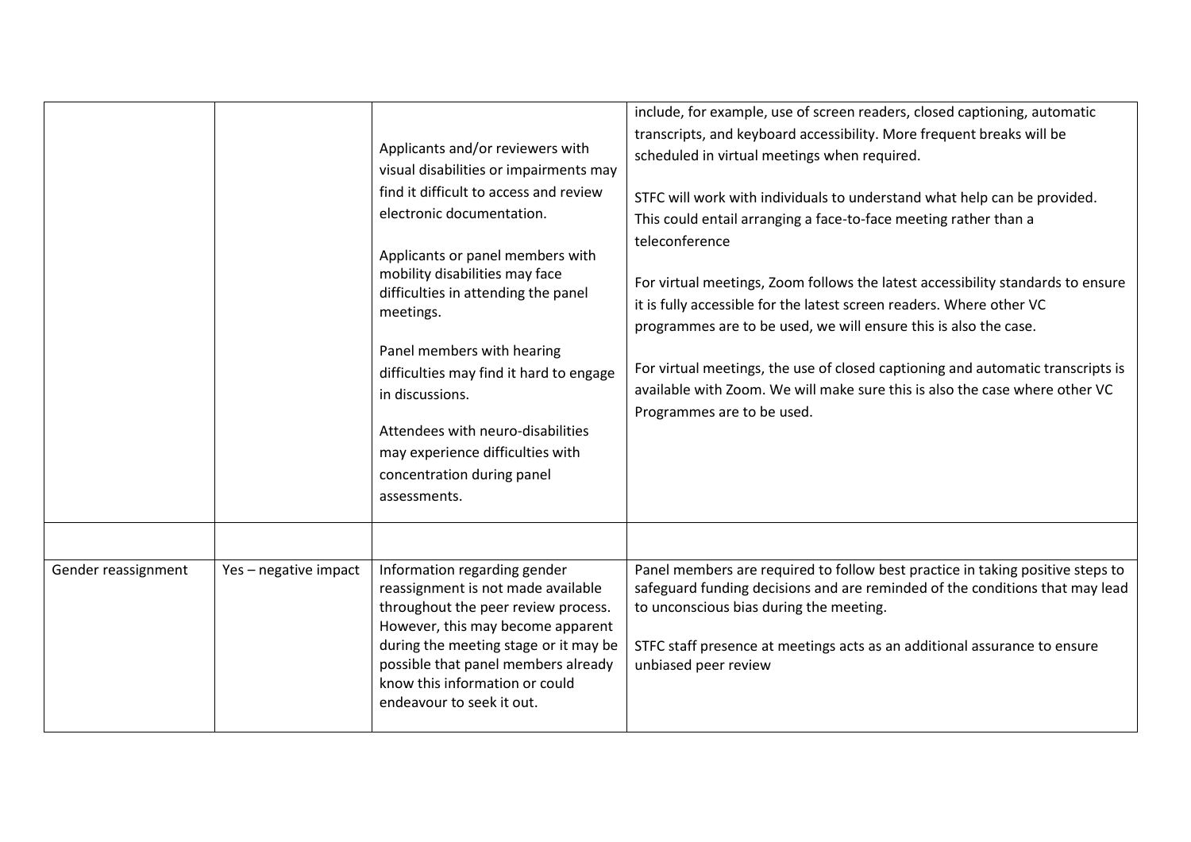| | | | |
|---|---|---|---|
| | | Applicants and/or reviewers with visual disabilities or impairments may find it difficult to access and review electronic documentation.<br><br>Applicants or panel members with mobility disabilities may face difficulties in attending the panel meetings.<br><br>Panel members with hearing difficulties may find it hard to engage in discussions.<br><br>Attendees with neuro-disabilities may experience difficulties with concentration during panel assessments. | include, for example, use of screen readers, closed captioning, automatic transcripts, and keyboard accessibility. More frequent breaks will be scheduled in virtual meetings when required.<br><br>STFC will work with individuals to understand what help can be provided. This could entail arranging a face-to-face meeting rather than a teleconference<br><br>For virtual meetings, Zoom follows the latest accessibility standards to ensure it is fully accessible for the latest screen readers. Where other VC programmes are to be used, we will ensure this is also the case.<br><br>For virtual meetings, the use of closed captioning and automatic transcripts is available with Zoom. We will make sure this is also the case where other VC Programmes are to be used. |
| | | | |
| Gender reassignment | Yes – negative impact | Information regarding gender reassignment is not made available throughout the peer review process. However, this may become apparent during the meeting stage or it may be possible that panel members already know this information or could endeavour to seek it out. | Panel members are required to follow best practice in taking positive steps to safeguard funding decisions and are reminded of the conditions that may lead to unconscious bias during the meeting.<br><br>STFC staff presence at meetings acts as an additional assurance to ensure unbiased peer review |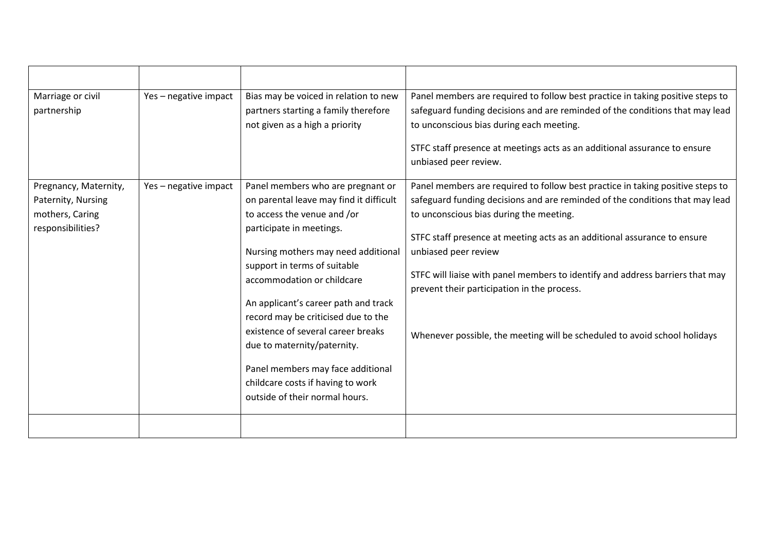| | | | |
|---|---|---|---|
| Marriage or civil partnership | Yes – negative impact | Bias may be voiced in relation to new partners starting a family therefore not given as a high a priority | Panel members are required to follow best practice in taking positive steps to safeguard funding decisions and are reminded of the conditions that may lead to unconscious bias during each meeting.<br><br>STFC staff presence at meetings acts as an additional assurance to ensure unbiased peer review. |
| Pregnancy, Maternity, Paternity, Nursing mothers, Caring responsibilities? | Yes – negative impact | Panel members who are pregnant or on parental leave may find it difficult to access the venue and /or participate in meetings.<br><br>Nursing mothers may need additional support in terms of suitable accommodation or childcare<br><br>An applicant's career path and track record may be criticised due to the existence of several career breaks due to maternity/paternity.<br><br>Panel members may face additional childcare costs if having to work outside of their normal hours. | Panel members are required to follow best practice in taking positive steps to safeguard funding decisions and are reminded of the conditions that may lead to unconscious bias during the meeting.<br><br>STFC staff presence at meeting acts as an additional assurance to ensure unbiased peer review<br><br>STFC will liaise with panel members to identify and address barriers that may prevent their participation in the process.<br><br>Whenever possible, the meeting will be scheduled to avoid school holidays |
| | | | |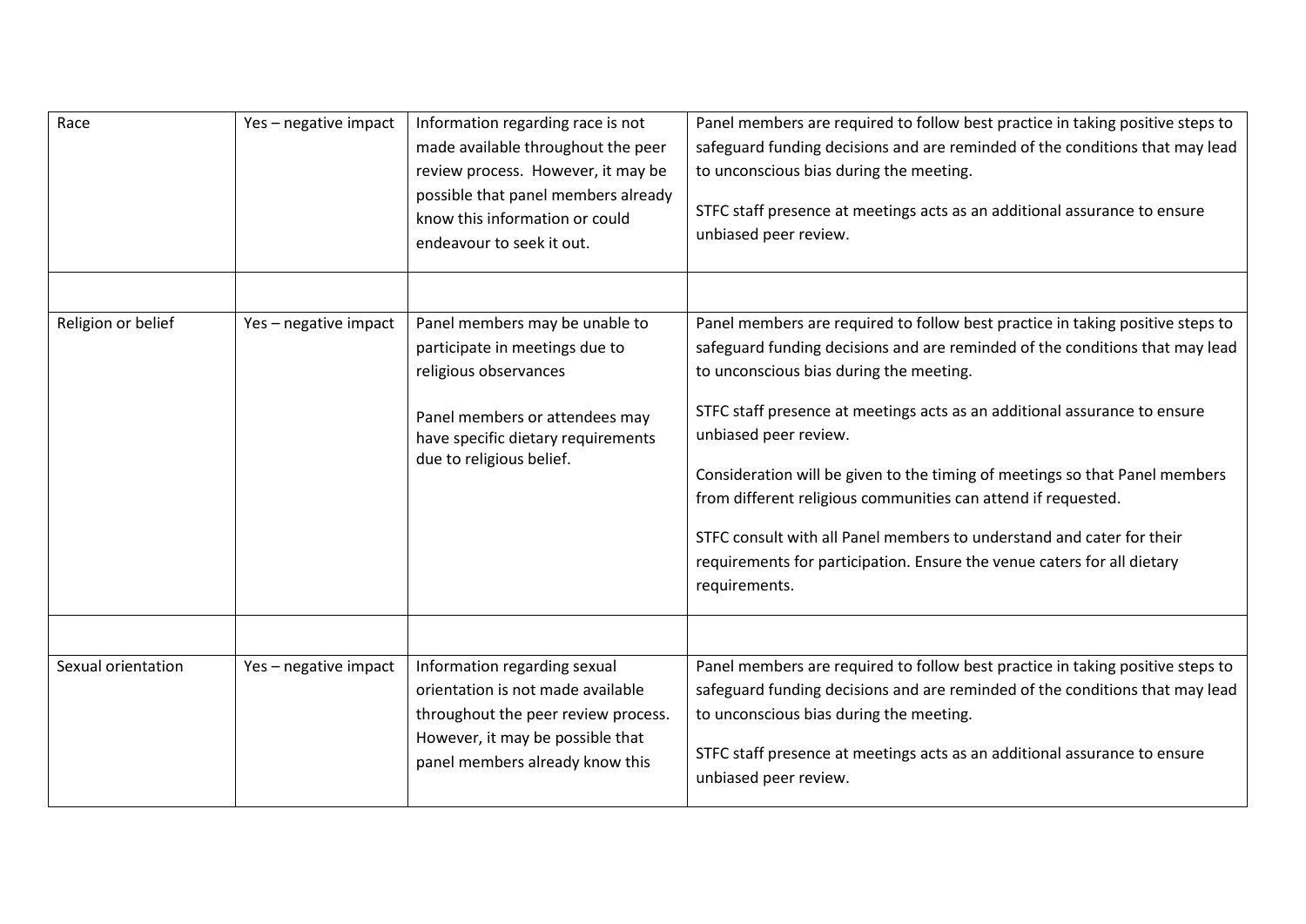| Race | Yes – negative impact | Information regarding race is not made available throughout the peer review process. However, it may be possible that panel members already know this information or could endeavour to seek it out. | Panel members are required to follow best practice in taking positive steps to safeguard funding decisions and are reminded of the conditions that may lead to unconscious bias during the meeting.<br><br>STFC staff presence at meetings acts as an additional assurance to ensure unbiased peer review. |
|---|---|---|---|
| | | | |
| Religion or belief | Yes – negative impact | Panel members may be unable to participate in meetings due to religious observances<br><br>Panel members or attendees may have specific dietary requirements due to religious belief. | Panel members are required to follow best practice in taking positive steps to safeguard funding decisions and are reminded of the conditions that may lead to unconscious bias during the meeting.<br><br>STFC staff presence at meetings acts as an additional assurance to ensure unbiased peer review.<br><br>Consideration will be given to the timing of meetings so that Panel members from different religious communities can attend if requested.<br><br>STFC consult with all Panel members to understand and cater for their requirements for participation. Ensure the venue caters for all dietary requirements. |
| | | | |
| Sexual orientation | Yes – negative impact | Information regarding sexual orientation is not made available throughout the peer review process. However, it may be possible that panel members already know this | Panel members are required to follow best practice in taking positive steps to safeguard funding decisions and are reminded of the conditions that may lead to unconscious bias during the meeting.<br><br>STFC staff presence at meetings acts as an additional assurance to ensure unbiased peer review. |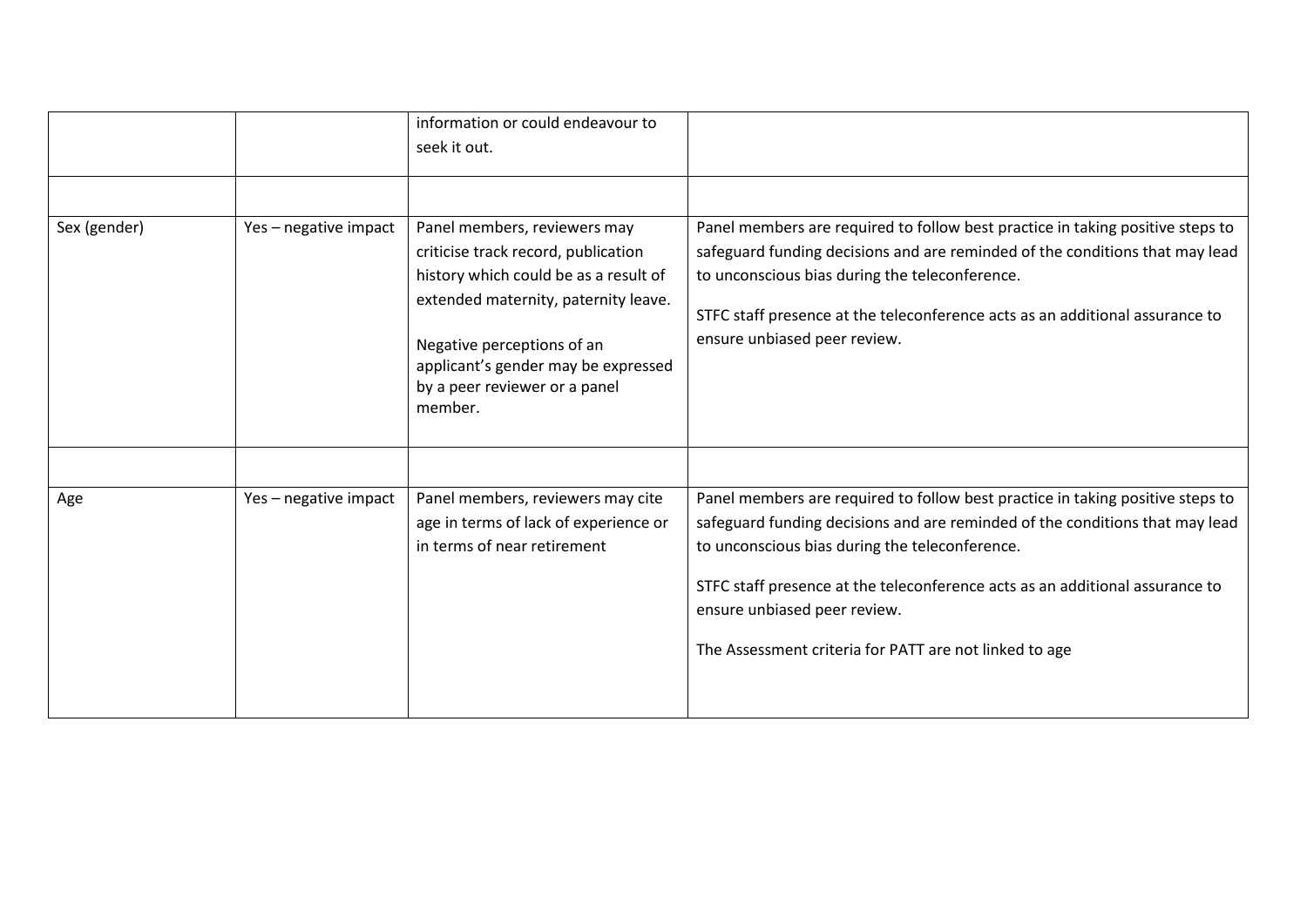| | | | |
|---|---|---|---|
| | | information or could endeavour to seek it out. | |
| | | | |
| Sex (gender) | Yes – negative impact | Panel members, reviewers may criticise track record, publication history which could be as a result of extended maternity, paternity leave.<br><br>Negative perceptions of an applicant's gender may be expressed by a peer reviewer or a panel member. | Panel members are required to follow best practice in taking positive steps to safeguard funding decisions and are reminded of the conditions that may lead to unconscious bias during the teleconference.<br><br>STFC staff presence at the teleconference acts as an additional assurance to ensure unbiased peer review. |
| | | | |
| Age | Yes – negative impact | Panel members, reviewers may cite age in terms of lack of experience or in terms of near retirement | Panel members are required to follow best practice in taking positive steps to safeguard funding decisions and are reminded of the conditions that may lead to unconscious bias during the teleconference.<br><br>STFC staff presence at the teleconference acts as an additional assurance to ensure unbiased peer review.<br><br>The Assessment criteria for PATT are not linked to age |